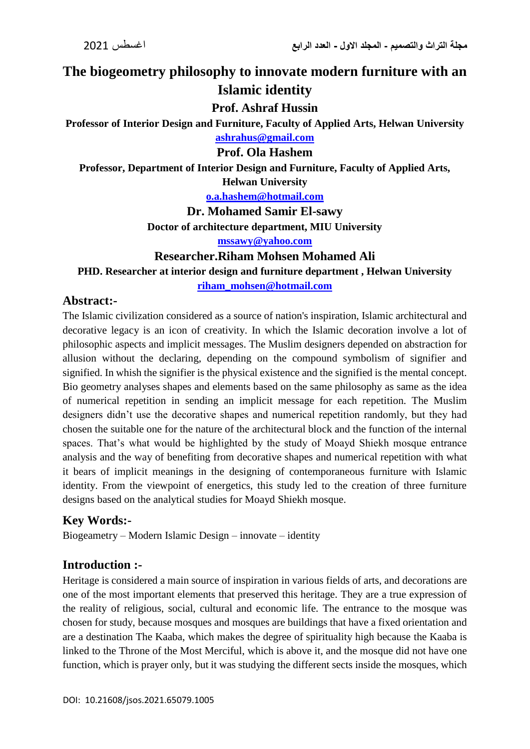# The biogeometry philosophy to innovate modern furniture with an Islamic identity

**Prof. Ashraf Hussin**

**Professor of Interior Design and Furniture, Faculty of Applied Arts, Helwan University**

**ashrahus@gmail.com**

**Prof. Ola Hashem**

**Professor, Department of Interior Design and Furniture, Faculty of Applied Arts, Helwan University**

**o.a.hashem@hotmail.com**

**Dr. Mohamed Samir El-sawy**

**Doctor of architecture department, MIU University**

**mssawy@yahoo.com**

**Researcher.Riham Mohsen Mohamed Ali**

**PHD. Researcher at interior design and furniture department , Helwan University**

**riham_mohsen@hotmail.com**

## Abstract:-

The Islamic civilization considered as a source of nation's inspiration, Islamic architectural and decorative legacy is an icon of creativity. In which the Islamic decoration involve a lot of philosophic aspects and implicit messages. The Muslim designers depended on abstraction for allusion without the declaring, depending on the compound symbolism of signifier and signified. In whish the signifier is the physical existence and the signified is the mental concept. Bio geometry analyses shapes and elements based on the same philosophy as same as the idea of numerical repetition in sending an implicit message for each repetition. The Muslim designers didn't use the decorative shapes and numerical repetition randomly, but they had chosen the suitable one for the nature of the architectural block and the function of the internal spaces. That's what would be highlighted by the study of Moayd Shiekh mosque entrance analysis and the way of benefiting from decorative shapes and numerical repetition with what it bears of implicit meanings in the designing of contemporaneous furniture with Islamic identity. From the viewpoint of energetics, this study led to the creation of three furniture designs based on the analytical studies for Moayd Shiekh mosque.

## Key Words:-

Biogeametry – Modern Islamic Design – innovate – identity

## Introduction :-

Heritage is considered a main source of inspiration in various fields of arts, and decorations are one of the most important elements that preserved this heritage. They are a true expression of the reality of religious, social, cultural and economic life. The entrance to the mosque was chosen for study, because mosques and mosques are buildings that have a fixed orientation and are a destination The Kaaba, which makes the degree of spirituality high because the Kaaba is linked to the Throne of the Most Merciful, which is above it, and the mosque did not have one function, which is prayer only, but it was studying the different sects inside the mosques, which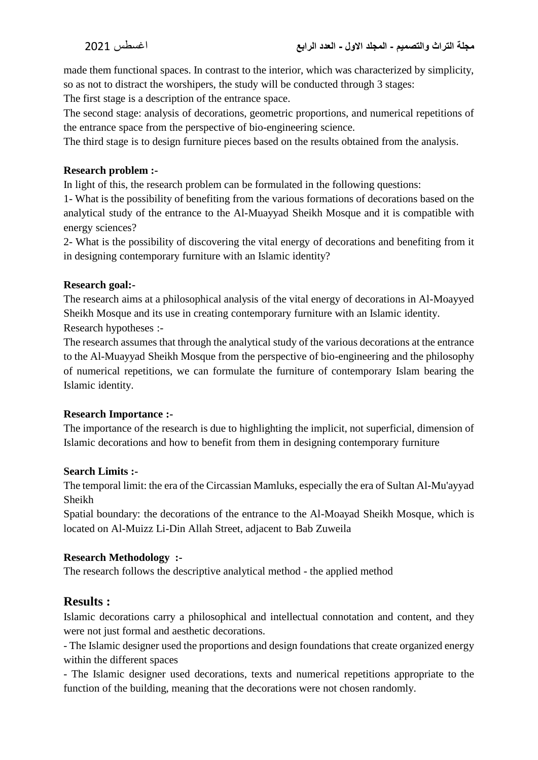made them functional spaces. In contrast to the interior, which was characterized by simplicity, so as not to distract the worshipers, the study will be conducted through 3 stages:

The first stage is a description of the entrance space.

The second stage: analysis of decorations, geometric proportions, and numerical repetitions of the entrance space from the perspective of bio-engineering science.

The third stage is to design furniture pieces based on the results obtained from the analysis.

**Research problem :-**

In light of this, the research problem can be formulated in the following questions:

1- What is the possibility of benefiting from the various formations of decorations based on the analytical study of the entrance to the Al-Muayyad Sheikh Mosque and it is compatible with energy sciences?

2- What is the possibility of discovering the vital energy of decorations and benefiting from it in designing contemporary furniture with an Islamic identity?

**Research goal:**-

The research aims at a philosophical analysis of the vital energy of decorations in Al-Moayyed Sheikh Mosque and its use in creating contemporary furniture with an Islamic identity.

Research hypotheses :-

The research assumes that through the analytical study of the various decorations at the entrance to the Al-Muayyad Sheikh Mosque from the perspective of bio-engineering and the philosophy of numerical repetitions, we can formulate the furniture of contemporary Islam bearing the Islamic identity.

**Research Importance :-**

The importance of the research is due to highlighting the implicit, not superficial, dimension of Islamic decorations and how to benefit from them in designing contemporary furniture

**Search Limits :-**

The temporal limit: the era of the Circassian Mamluks, especially the era of Sultan Al-Mu'ayyad Sheikh

Spatial boundary: the decorations of the entrance to the Al-Moayad Sheikh Mosque, which is located on Al-Muizz Li-Din Allah Street, adjacent to Bab Zuweila

**Research Methodology :-**

The research follows the descriptive analytical method - the applied method

## Results :

Islamic decorations carry a philosophical and intellectual connotation and content, and they were not just formal and aesthetic decorations.

- The Islamic designer used the proportions and design foundations that create organized energy within the different spaces
- The Islamic designer used decorations, texts and numerical repetitions appropriate to the function of the building, meaning that the decorations were not chosen randomly.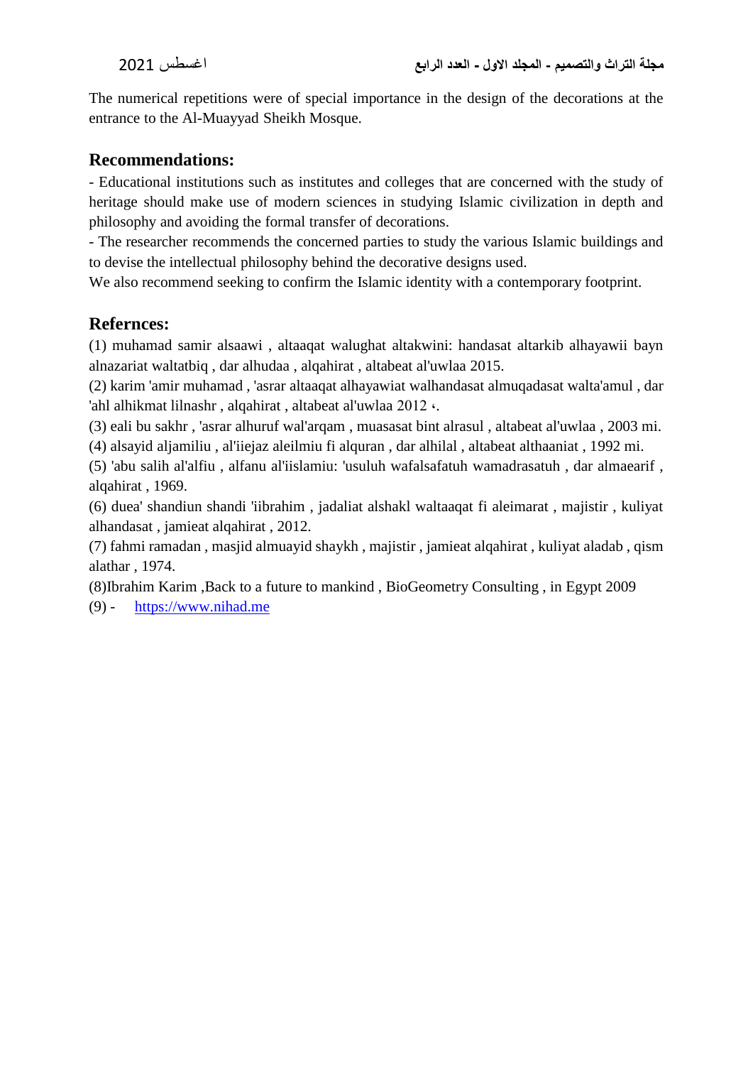The numerical repetitions were of special importance in the design of the decorations at the entrance to the Al-Muayyad Sheikh Mosque.

## Recommendations:

- Educational institutions such as institutes and colleges that are concerned with the study of heritage should make use of modern sciences in studying Islamic civilization in depth and philosophy and avoiding the formal transfer of decorations.
- The researcher recommends the concerned parties to study the various Islamic buildings and to devise the intellectual philosophy behind the decorative designs used.

We also recommend seeking to confirm the Islamic identity with a contemporary footprint.

## Refernces:

(1) muhamad samir alsaawi , altaaqat walughat altakwini: handasat altarkib alhayawii bayn alnazariat waltatbiq , dar alhudaa , alqahirat , altabeat al'uwlaa 2015.

(2) karim 'amir muhamad , 'asrar altaaqat alhayawiat walhandasat almuqadasat walta'amul , dar 'ahl alhikmat lilnashr , alqahirat , altabeat al'uwlaa 2012 ،.

(3) eali bu sakhr , 'asrar alhuruf wal'arqam , muasasat bint alrasul , altabeat al'uwlaa , 2003 mi.

(4) alsayid aljamiliu , al'iiejaz aleilmiu fi alquran , dar alhilal , altabeat althaaniat , 1992 mi.

(5) 'abu salih al'alfiu , alfanu al'iislamiu: 'usuluh wafalsafatuh wamadrasatuh , dar almaearif , alqahirat , 1969.

(6) duea' shandiun shandi 'iibrahim , jadaliat alshakl waltaaqat fi aleimarat , majistir , kuliyat alhandasat , jamieat alqahirat , 2012.

(7) fahmi ramadan , masjid almuayid shaykh , majistir , jamieat alqahirat , kuliyat aladab , qism alathar , 1974.

(8)Ibrahim Karim ,Back to a future to mankind , BioGeometry Consulting , in Egypt 2009

(9) - https://www.nihad.me